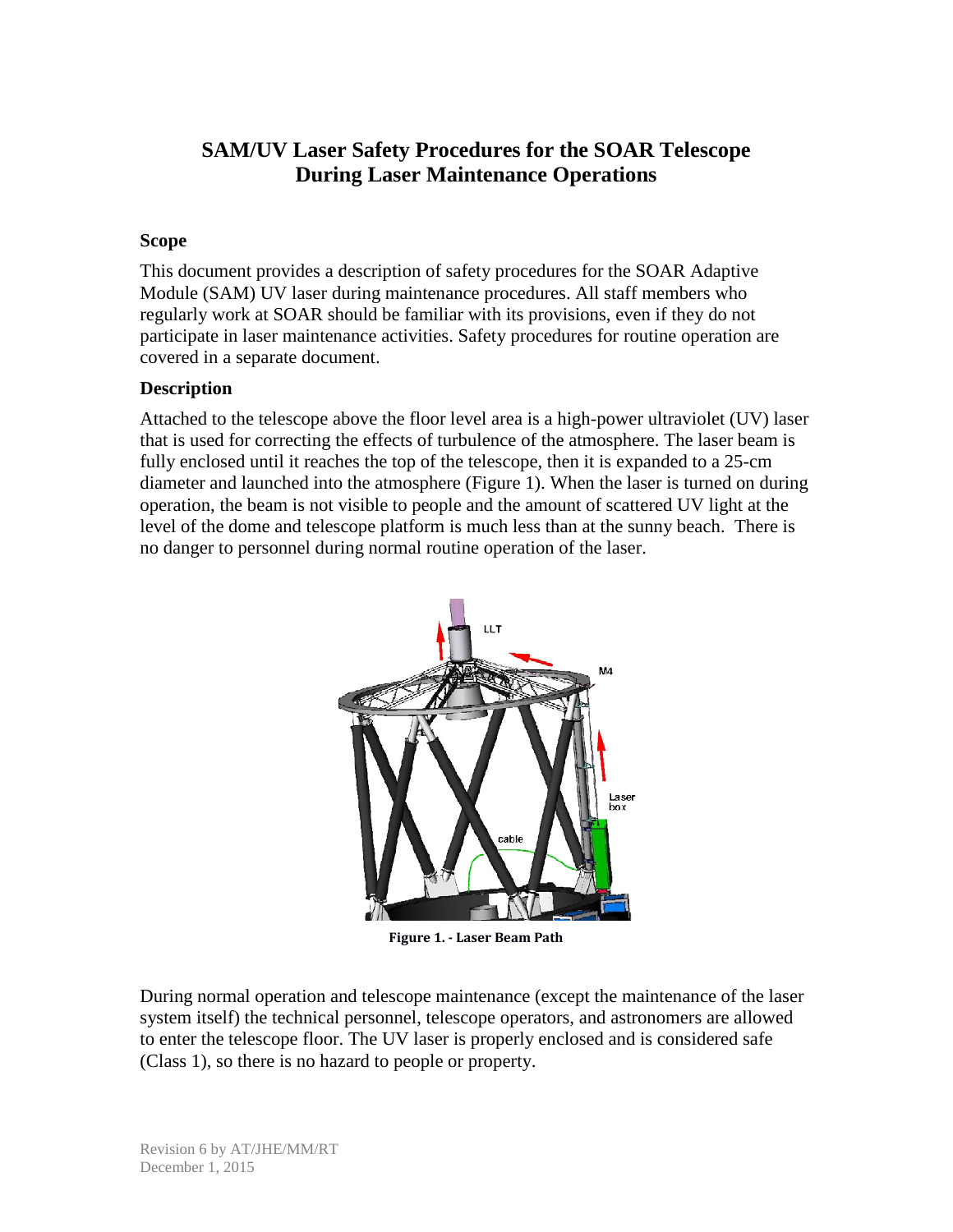# SAM/UV Laser Safety Procedures for the SOAR Telescope During Laser Maintenance Operations

## Scope

This document provides a description of safety procedures for the SOAR Adaptive Module (SAM) UV laser during maintenance procedures. All staff members who regularly work at SOAR should be familiar with its provisions, even if they do not participate in laser maintenance activities. Safety procedures for routine operation are covered in a separate document.

## Description

Attached to the telescope above the floor level area is a high-power ultraviolet (UV) laser that is used for correcting the effects of turbulence of the atmosphere. The laser beam is fully enclosed until it reaches the top of the telescope, then it is expanded to a 25-cm diameter and launched into the atmosphere (Figure 1). When the laser is turned on during operation, the beam is not visible to people and the amount of scattered UV light at the level of the dome and telescope platform is much less than at the sunny beach. There is no danger to personnel during normal routine operation of the laser.

**Figure 1. - Laser Beam Path**

During normal operation and telescope maintenance (except the maintenance of the laser system itself) the technical personnel, telescope operators, and astronomers are allowed to enter the telescope floor. The UV laser is properly enclosed and is considered safe (Class 1), so there is no hazard to people or property.

Revision 6 by AT/JHE/MM/RT
December 1, 2015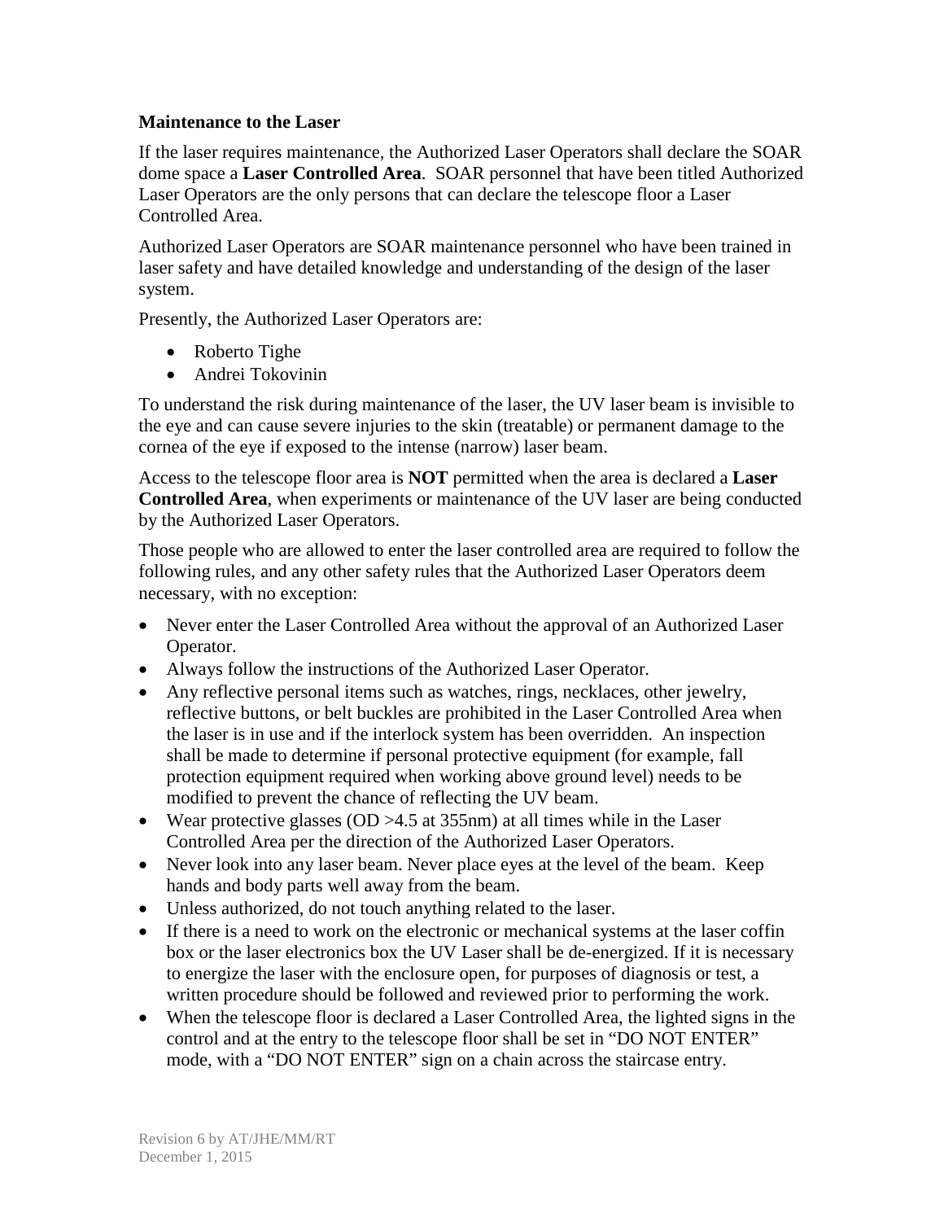**Maintenance to the Laser**

If the laser requires maintenance, the Authorized Laser Operators shall declare the SOAR dome space a **Laser Controlled Area**. SOAR personnel that have been titled Authorized Laser Operators are the only persons that can declare the telescope floor a Laser Controlled Area.

Authorized Laser Operators are SOAR maintenance personnel who have been trained in laser safety and have detailed knowledge and understanding of the design of the laser system.

Presently, the Authorized Laser Operators are:

- Roberto Tighe
- Andrei Tokovinin

To understand the risk during maintenance of the laser, the UV laser beam is invisible to the eye and can cause severe injuries to the skin (treatable) or permanent damage to the cornea of the eye if exposed to the intense (narrow) laser beam.

Access to the telescope floor area is **NOT** permitted when the area is declared a **Laser Controlled Area**, when experiments or maintenance of the UV laser are being conducted by the Authorized Laser Operators.

Those people who are allowed to enter the laser controlled area are required to follow the following rules, and any other safety rules that the Authorized Laser Operators deem necessary, with no exception:

- Never enter the Laser Controlled Area without the approval of an Authorized Laser Operator.
- Always follow the instructions of the Authorized Laser Operator.
- Any reflective personal items such as watches, rings, necklaces, other jewelry, reflective buttons, or belt buckles are prohibited in the Laser Controlled Area when the laser is in use and if the interlock system has been overridden. An inspection shall be made to determine if personal protective equipment (for example, fall protection equipment required when working above ground level) needs to be modified to prevent the chance of reflecting the UV beam.
- Wear protective glasses (OD >4.5 at 355nm) at all times while in the Laser Controlled Area per the direction of the Authorized Laser Operators.
- Never look into any laser beam. Never place eyes at the level of the beam. Keep hands and body parts well away from the beam.
- Unless authorized, do not touch anything related to the laser.
- If there is a need to work on the electronic or mechanical systems at the laser coffin box or the laser electronics box the UV Laser shall be de-energized. If it is necessary to energize the laser with the enclosure open, for purposes of diagnosis or test, a written procedure should be followed and reviewed prior to performing the work.
- When the telescope floor is declared a Laser Controlled Area, the lighted signs in the control and at the entry to the telescope floor shall be set in "DO NOT ENTER" mode, with a "DO NOT ENTER" sign on a chain across the staircase entry.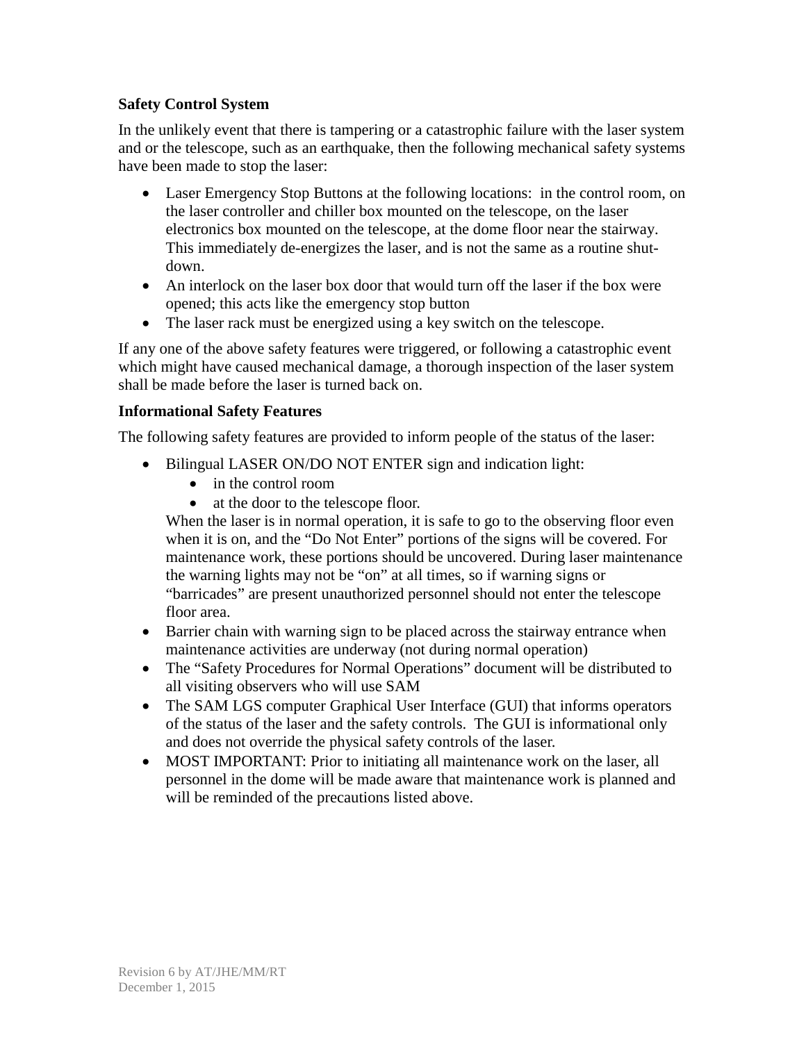**Safety Control System**

In the unlikely event that there is tampering or a catastrophic failure with the laser system and or the telescope, such as an earthquake, then the following mechanical safety systems have been made to stop the laser:

- Laser Emergency Stop Buttons at the following locations: in the control room, on the laser controller and chiller box mounted on the telescope, on the laser electronics box mounted on the telescope, at the dome floor near the stairway. This immediately de-energizes the laser, and is not the same as a routine shut-down.
- An interlock on the laser box door that would turn off the laser if the box were opened; this acts like the emergency stop button
- The laser rack must be energized using a key switch on the telescope.

If any one of the above safety features were triggered, or following a catastrophic event which might have caused mechanical damage, a thorough inspection of the laser system shall be made before the laser is turned back on.

**Informational Safety Features**

The following safety features are provided to inform people of the status of the laser:

- Bilingual LASER ON/DO NOT ENTER sign and indication light:
  - in the control room
  - at the door to the telescope floor.

  When the laser is in normal operation, it is safe to go to the observing floor even when it is on, and the "Do Not Enter" portions of the signs will be covered. For maintenance work, these portions should be uncovered. During laser maintenance the warning lights may not be "on" at all times, so if warning signs or "barricades" are present unauthorized personnel should not enter the telescope floor area.
- Barrier chain with warning sign to be placed across the stairway entrance when maintenance activities are underway (not during normal operation)
- The "Safety Procedures for Normal Operations" document will be distributed to all visiting observers who will use SAM
- The SAM LGS computer Graphical User Interface (GUI) that informs operators of the status of the laser and the safety controls. The GUI is informational only and does not override the physical safety controls of the laser.
- MOST IMPORTANT: Prior to initiating all maintenance work on the laser, all personnel in the dome will be made aware that maintenance work is planned and will be reminded of the precautions listed above.